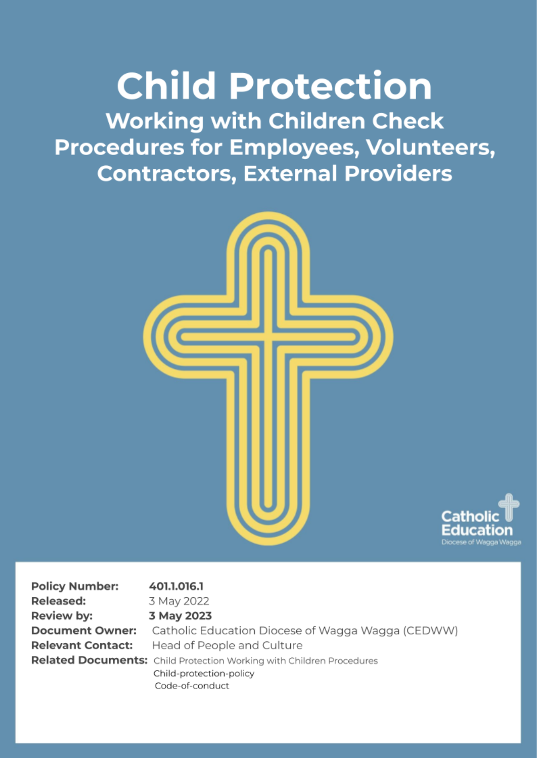# Child Protection

## Working with Children Check Procedures for Employees, Volunteers, Contractors, External Providers

Catholic Education
Diocese of Wagga Wagga

**Policy Number:** **401.1.016.1**
**Released:** 3 May 2022
**Review by:** **3 May 2023**
**Document Owner:** Catholic Education Diocese of Wagga Wagga (CEDWW)
**Relevant Contact:** Head of People and Culture
**Related Documents:** Child Protection Working with Children Procedures
Child-protection-policy
Code-of-conduct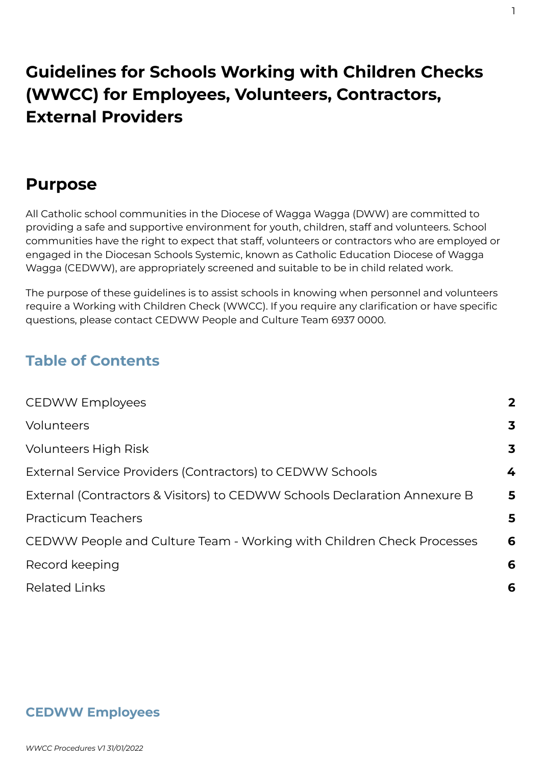# Guidelines for Schools Working with Children Checks (WWCC) for Employees, Volunteers, Contractors, External Providers

## Purpose

All Catholic school communities in the Diocese of Wagga Wagga (DWW) are committed to providing a safe and supportive environment for youth, children, staff and volunteers. School communities have the right to expect that staff, volunteers or contractors who are employed or engaged in the Diocesan Schools Systemic, known as Catholic Education Diocese of Wagga Wagga (CEDWW), are appropriately screened and suitable to be in child related work.

The purpose of these guidelines is to assist schools in knowing when personnel and volunteers require a Working with Children Check (WWCC). If you require any clarification or have specific questions, please contact CEDWW People and Culture Team 6937 0000.

### Table of Contents

| | |
|---|---|
| CEDWW Employees | **2** |
| Volunteers | **3** |
| Volunteers High Risk | **3** |
| External Service Providers (Contractors) to CEDWW Schools | **4** |
| External (Contractors & Visitors) to CEDWW Schools Declaration Annexure B | **5** |
| Practicum Teachers | **5** |
| CEDWW People and Culture Team - Working with Children Check Processes | **6** |
| Record keeping | **6** |
| Related Links | **6** |

### CEDWW Employees

*WWCC Procedures V1 31/01/2022*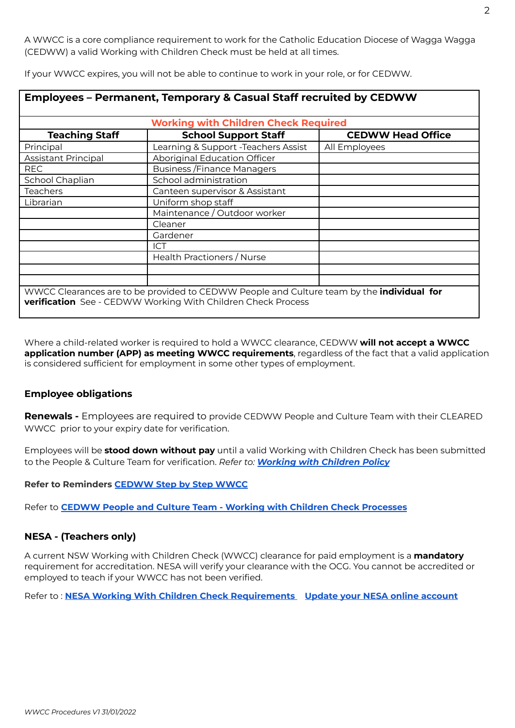A WWCC is a core compliance requirement to work for the Catholic Education Diocese of Wagga Wagga (CEDWW) a valid Working with Children Check must be held at all times.

If your WWCC expires, you will not be able to continue to work in your role, or for CEDWW.

| **Employees – Permanent, Temporary & Casual Staff recruited by CEDWW** | | |
|---|---|---|
| **Working with Children Check Required** | | |
| **Teaching Staff** | **School Support Staff** | **CEDWW Head Office** |
| Principal | Learning & Support -Teachers Assist | All Employees |
| Assistant Principal | Aboriginal Education Officer | |
| REC | Business /Finance Managers | |
| School Chaplian | School administration | |
| Teachers | Canteen supervisor & Assistant | |
| Librarian | Uniform shop staff | |
| | Maintenance / Outdoor worker | |
| | Cleaner | |
| | Gardener | |
| | ICT | |
| | Health Practioners / Nurse | |
| | | |
| | | |
| WWCC Clearances are to be provided to CEDWW People and Culture team by the **individual for verification** See - CEDWW Working With Children Check Process | | |

Where a child-related worker is required to hold a WWCC clearance, CEDWW **will not accept a WWCC application number (APP) as meeting WWCC requirements**, regardless of the fact that a valid application is considered sufficient for employment in some other types of employment.

### Employee obligations

**Renewals -** Employees are required to provide CEDWW People and Culture Team with their CLEARED WWCC prior to your expiry date for verification.

Employees will be **stood down without pay** until a valid Working with Children Check has been submitted to the People & Culture Team for verification. *Refer to:* ***Working with Children Policy***

**Refer to Reminders** **CEDWW Step by Step WWCC**

Refer to **CEDWW People and Culture Team - Working with Children Check Processes**

### NESA - (Teachers only)

A current NSW Working with Children Check (WWCC) clearance for paid employment is a **mandatory** requirement for accreditation. NESA will verify your clearance with the OCG. You cannot be accredited or employed to teach if your WWCC has not been verified.

Refer to : **NESA Working With Children Check Requirements** **Update your NESA online account**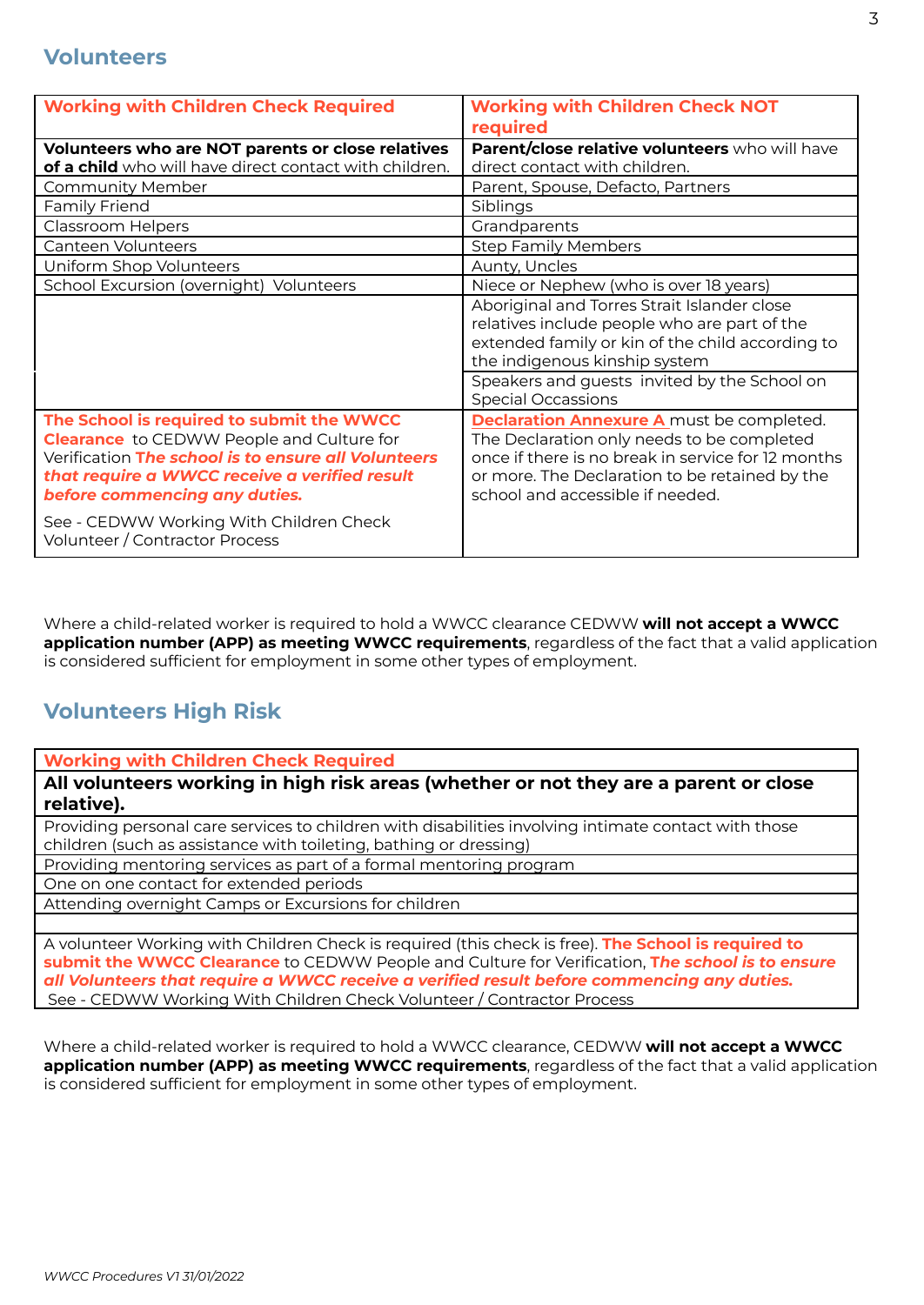## Volunteers

| Working with Children Check Required | Working with Children Check NOT required |
|---|---|
| **Volunteers who are NOT parents or close relatives of a child** who will have direct contact with children. | **Parent/close relative volunteers** who will have direct contact with children. |
| Community Member | Parent, Spouse, Defacto, Partners |
| Family Friend | Siblings |
| Classroom Helpers | Grandparents |
| Canteen Volunteers | Step Family Members |
| Uniform Shop Volunteers | Aunty, Uncles |
| School Excursion (overnight) Volunteers | Niece or Nephew (who is over 18 years) |
| | Aboriginal and Torres Strait Islander close relatives include people who are part of the extended family or kin of the child according to the indigenous kinship system |
| | Speakers and guests invited by the School on Special Occassions |
| **The School is required to submit the WWCC Clearance** to CEDWW People and Culture for Verification ***The school is to ensure all Volunteers that require a WWCC receive a verified result before commencing any duties.*** See - CEDWW Working With Children Check Volunteer / Contractor Process | **Declaration Annexure A** must be completed. The Declaration only needs to be completed once if there is no break in service for 12 months or more. The Declaration to be retained by the school and accessible if needed. |

Where a child-related worker is required to hold a WWCC clearance CEDWW **will not accept a WWCC application number (APP) as meeting WWCC requirements**, regardless of the fact that a valid application is considered sufficient for employment in some other types of employment.

## Volunteers High Risk

| Working with Children Check Required |
|---|
| **All volunteers working in high risk areas (whether or not they are a parent or close relative).** |
| Providing personal care services to children with disabilities involving intimate contact with those children (such as assistance with toileting, bathing or dressing) |
| Providing mentoring services as part of a formal mentoring program |
| One on one contact for extended periods |
| Attending overnight Camps or Excursions for children |
| |
| A volunteer Working with Children Check is required (this check is free). **The School is required to submit the WWCC Clearance** to CEDWW People and Culture for Verification, ***The school is to ensure all Volunteers that require a WWCC receive a verified result before commencing any duties.*** See - CEDWW Working With Children Check Volunteer / Contractor Process |

Where a child-related worker is required to hold a WWCC clearance, CEDWW **will not accept a WWCC application number (APP) as meeting WWCC requirements**, regardless of the fact that a valid application is considered sufficient for employment in some other types of employment.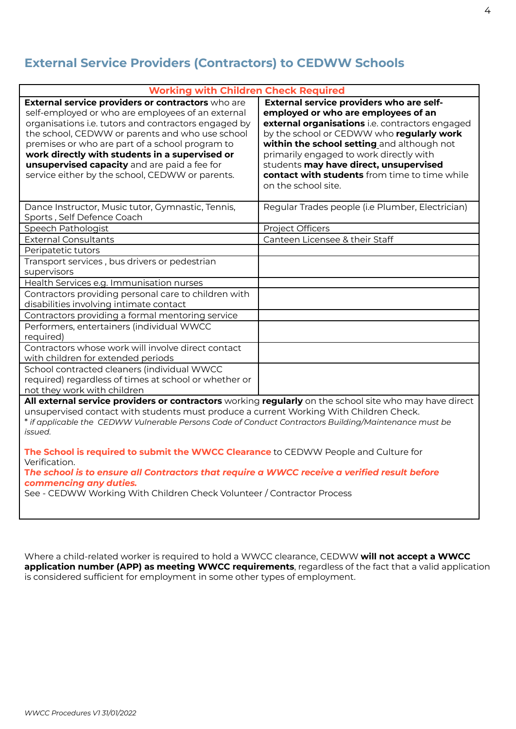## External Service Providers (Contractors) to CEDWW Schools

| Working with Children Check Required | |
|---|---|
| **External service providers or contractors** who are self-employed or who are employees of an external organisations i.e. tutors and contractors engaged by the school, CEDWW or parents and who use school premises or who are part of a school program to **work directly with students in a supervised or unsupervised capacity** and are paid a fee for service either by the school, CEDWW or parents. | **External service providers who are self-employed or who are employees of an external organisations** i.e. contractors engaged by the school or CEDWW who **regularly work within the school setting** and although not primarily engaged to work directly with students **may have direct, unsupervised contact with students** from time to time while on the school site. |
| Dance Instructor, Music tutor, Gymnastic, Tennis, Sports , Self Defence Coach | Regular Trades people (i.e Plumber, Electrician) |
| Speech Pathologist | Project Officers |
| External Consultants | Canteen Licensee & their Staff |
| Peripatetic tutors | |
| Transport services , bus drivers or pedestrian supervisors | |
| Health Services e.g. Immunisation nurses | |
| Contractors providing personal care to children with disabilities involving intimate contact | |
| Contractors providing a formal mentoring service | |
| Performers, entertainers (individual WWCC required) | |
| Contractors whose work will involve direct contact with children for extended periods | |
| School contracted cleaners (individual WWCC required) regardless of times at school or whether or not they work with children | |

**All external service providers or contractors** working **regularly** on the school site who may have direct unsupervised contact with students must produce a current Working With Children Check.
* *if applicable the CEDWW Vulnerable Persons Code of Conduct Contractors Building/Maintenance must be issued.*

**The School is required to submit the WWCC Clearance** to CEDWW People and Culture for Verification.
***The school is to ensure all Contractors that require a WWCC receive a verified result before commencing any duties.***
See - CEDWW Working With Children Check Volunteer / Contractor Process

Where a child-related worker is required to hold a WWCC clearance, CEDWW **will not accept a WWCC application number (APP) as meeting WWCC requirements**, regardless of the fact that a valid application is considered sufficient for employment in some other types of employment.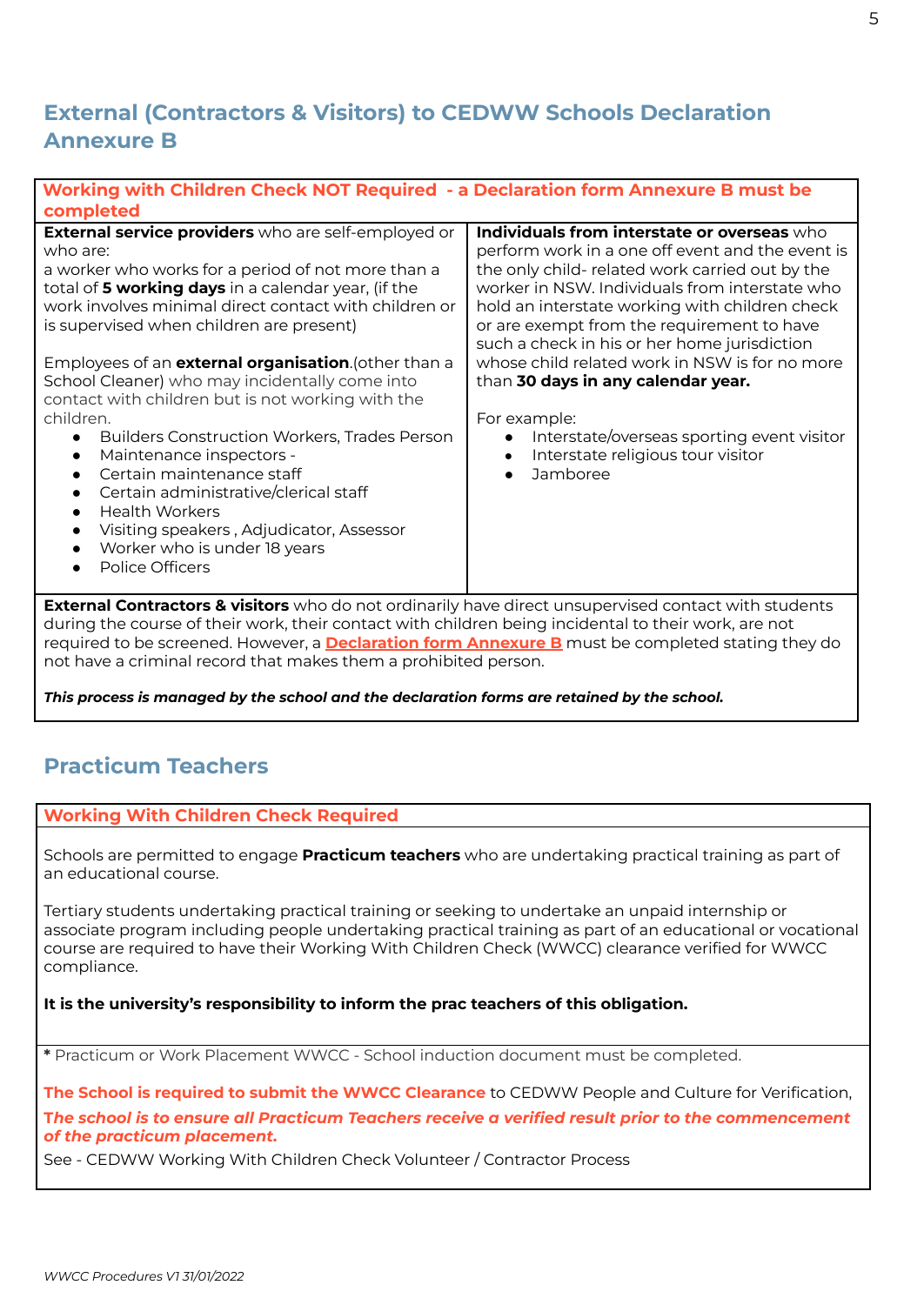## External (Contractors & Visitors) to CEDWW Schools Declaration Annexure B

| Working with Children Check NOT Required - a Declaration form Annexure B must be completed | |
|---|---|
| **External service providers** who are self-employed or who are:<br>a worker who works for a period of not more than a total of **5 working days** in a calendar year, (if the work involves minimal direct contact with children or is supervised when children are present)<br><br>Employees of an **external organisation**.(other than a School Cleaner) who may incidentally come into contact with children but is not working with the children.<br>• Builders Construction Workers, Trades Person<br>• Maintenance inspectors -<br>• Certain maintenance staff<br>• Certain administrative/clerical staff<br>• Health Workers<br>• Visiting speakers , Adjudicator, Assessor<br>• Worker who is under 18 years<br>• Police Officers | **Individuals from interstate or overseas** who perform work in a one off event and the event is the only child- related work carried out by the worker in NSW. Individuals from interstate who hold an interstate working with children check or are exempt from the requirement to have such a check in his or her home jurisdiction whose child related work in NSW is for no more than **30 days in any calendar year.**<br><br>For example:<br>• Interstate/overseas sporting event visitor<br>• Interstate religious tour visitor<br>• Jamboree |
| **External Contractors & visitors** who do not ordinarily have direct unsupervised contact with students during the course of their work, their contact with children being incidental to their work, are not required to be screened. However, a **Declaration form Annexure B** must be completed stating they do not have a criminal record that makes them a prohibited person.<br><br>***This process is managed by the school and the declaration forms are retained by the school.*** | |

## Practicum Teachers

**Working With Children Check Required**

Schools are permitted to engage **Practicum teachers** who are undertaking practical training as part of an educational course.

Tertiary students undertaking practical training or seeking to undertake an unpaid internship or associate program including people undertaking practical training as part of an educational or vocational course are required to have their Working With Children Check (WWCC) clearance verified for WWCC compliance.

**It is the university's responsibility to inform the prac teachers of this obligation.**

**\*** Practicum or Work Placement WWCC - School induction document must be completed.

**The School is required to submit the WWCC Clearance** to CEDWW People and Culture for Verification,

***The school is to ensure all Practicum Teachers receive a verified result prior to the commencement of the practicum placement.***

See - CEDWW Working With Children Check Volunteer / Contractor Process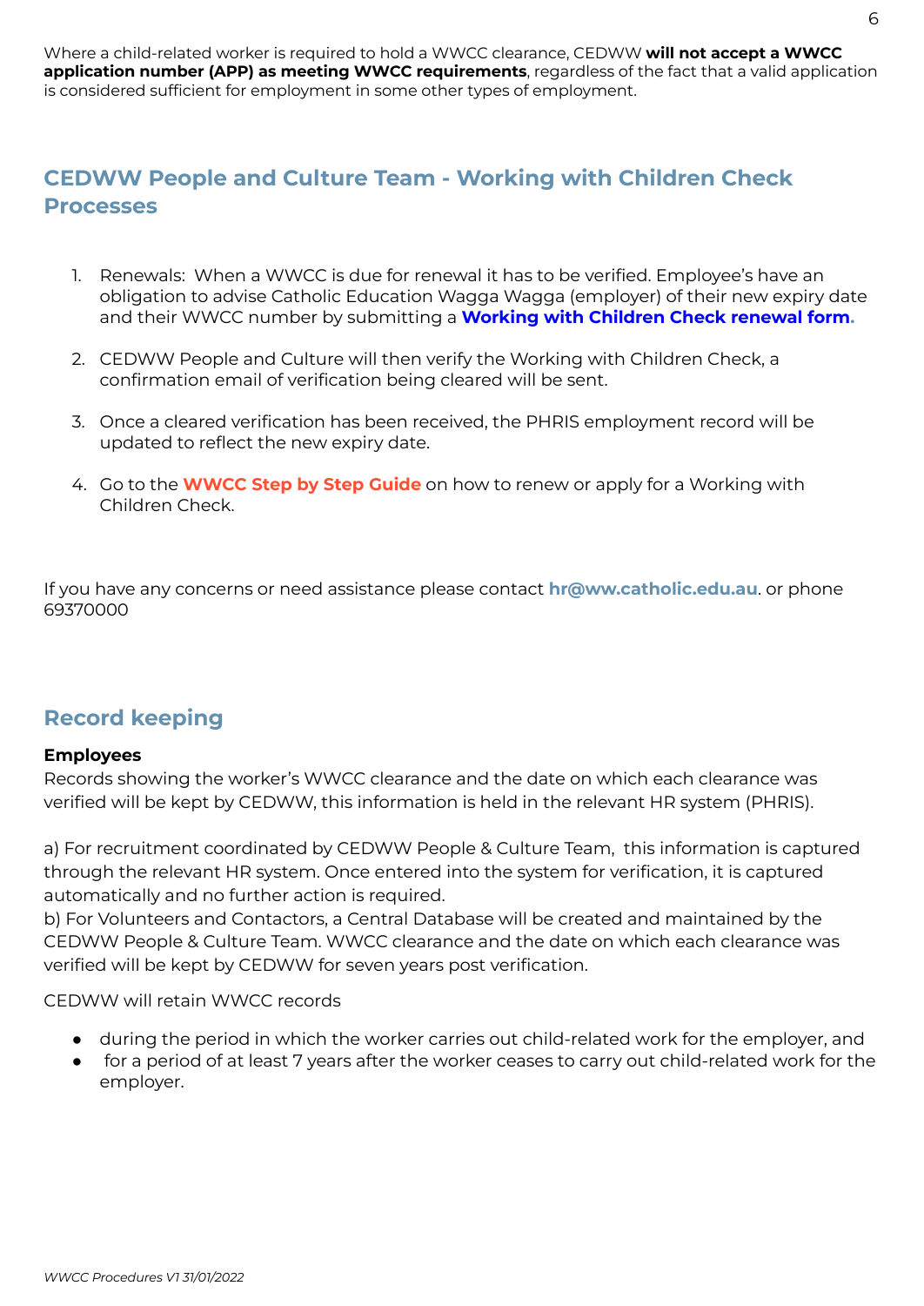Where a child-related worker is required to hold a WWCC clearance, CEDWW **will not accept a WWCC application number (APP) as meeting WWCC requirements**, regardless of the fact that a valid application is considered sufficient for employment in some other types of employment.

## CEDWW People and Culture Team - Working with Children Check Processes

1. Renewals: When a WWCC is due for renewal it has to be verified. Employee's have an obligation to advise Catholic Education Wagga Wagga (employer) of their new expiry date and their WWCC number by submitting a **Working with Children Check renewal form.**
2. CEDWW People and Culture will then verify the Working with Children Check, a confirmation email of verification being cleared will be sent.
3. Once a cleared verification has been received, the PHRIS employment record will be updated to reflect the new expiry date.
4. Go to the **WWCC Step by Step Guide** on how to renew or apply for a Working with Children Check.

If you have any concerns or need assistance please contact **hr@ww.catholic.edu.au**. or phone 69370000

## Record keeping

**Employees**

Records showing the worker's WWCC clearance and the date on which each clearance was verified will be kept by CEDWW, this information is held in the relevant HR system (PHRIS).

a) For recruitment coordinated by CEDWW People & Culture Team, this information is captured through the relevant HR system. Once entered into the system for verification, it is captured automatically and no further action is required.

b) For Volunteers and Contactors, a Central Database will be created and maintained by the CEDWW People & Culture Team. WWCC clearance and the date on which each clearance was verified will be kept by CEDWW for seven years post verification.

CEDWW will retain WWCC records

- during the period in which the worker carries out child-related work for the employer, and
- for a period of at least 7 years after the worker ceases to carry out child-related work for the employer.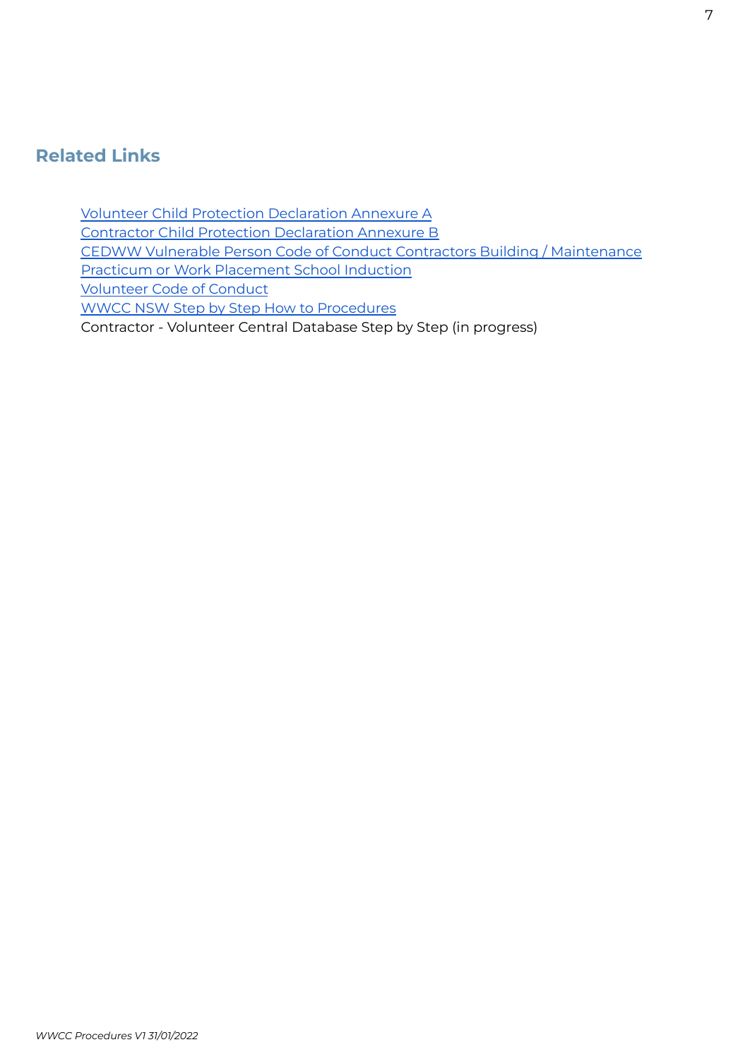## Related Links

Volunteer Child Protection Declaration Annexure A
Contractor Child Protection Declaration Annexure B
CEDWW Vulnerable Person Code of Conduct Contractors Building / Maintenance
Practicum or Work Placement School Induction
Volunteer Code of Conduct
WWCC NSW Step by Step How to Procedures
Contractor - Volunteer Central Database Step by Step (in progress)